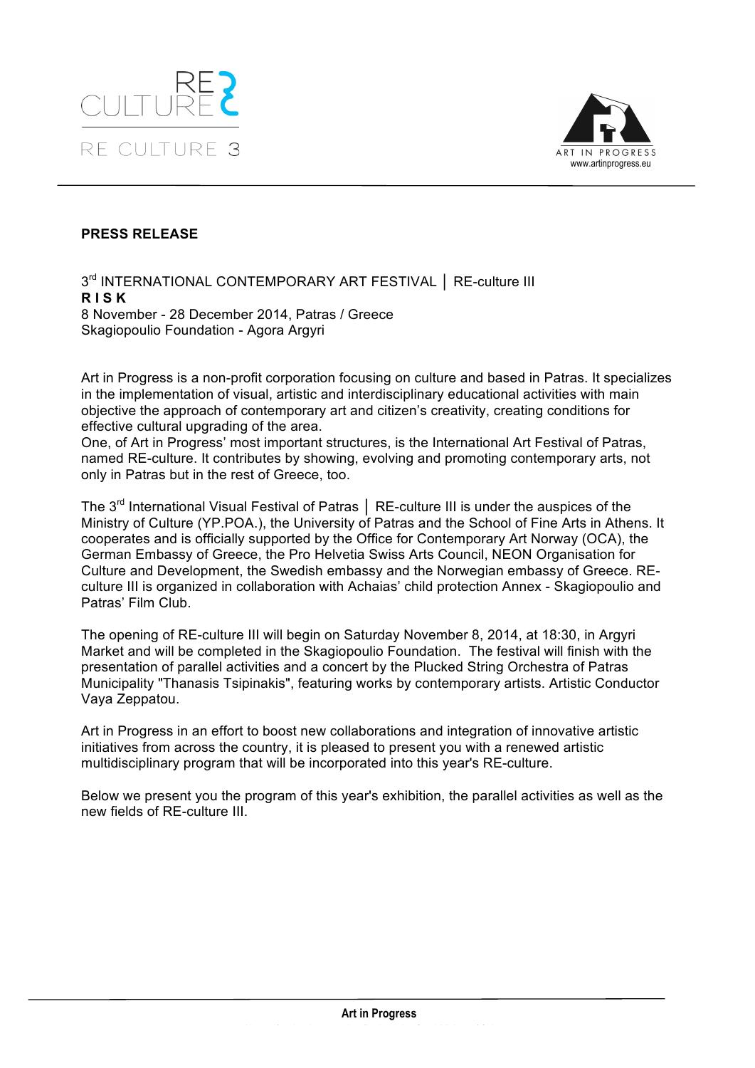**PRESS RELEASE**

3rd INTERNATIONAL CONTEMPORARY ART FESTIVAL │ RE-culture III
**R I S K**
8 November - 28 December 2014, Patras / Greece
Skagiopoulio Foundation - Agora Argyri

Art in Progress is a non-profit corporation focusing on culture and based in Patras. It specializes in the implementation of visual, artistic and interdisciplinary educational activities with main objective the approach of contemporary art and citizen's creativity, creating conditions for effective cultural upgrading of the area.
One, of Art in Progress' most important structures, is the International Art Festival of Patras, named RE-culture. It contributes by showing, evolving and promoting contemporary arts, not only in Patras but in the rest of Greece, too.

The 3rd International Visual Festival of Patras │ RE-culture III is under the auspices of the Ministry of Culture (YP.POA.), the University of Patras and the School of Fine Arts in Athens. It cooperates and is officially supported by the Office for Contemporary Art Norway (OCA), the German Embassy of Greece, the Pro Helvetia Swiss Arts Council, NEON Organisation for Culture and Development, the Swedish embassy and the Norwegian embassy of Greece. RE-culture III is organized in collaboration with Achaias' child protection Annex - Skagiopoulio and Patras' Film Club.

The opening of RE-culture III will begin on Saturday November 8, 2014, at 18:30, in Argyri Market and will be completed in the Skagiopoulio Foundation. The festival will finish with the presentation of parallel activities and a concert by the Plucked String Orchestra of Patras Municipality "Thanasis Tsipinakis", featuring works by contemporary artists. Artistic Conductor Vaya Zeppatou.

Art in Progress in an effort to boost new collaborations and integration of innovative artistic initiatives from across the country, it is pleased to present you with a renewed artistic multidisciplinary program that will be incorporated into this year's RE-culture.

Below we present you the program of this year's exhibition, the parallel activities as well as the new fields of RE-culture III.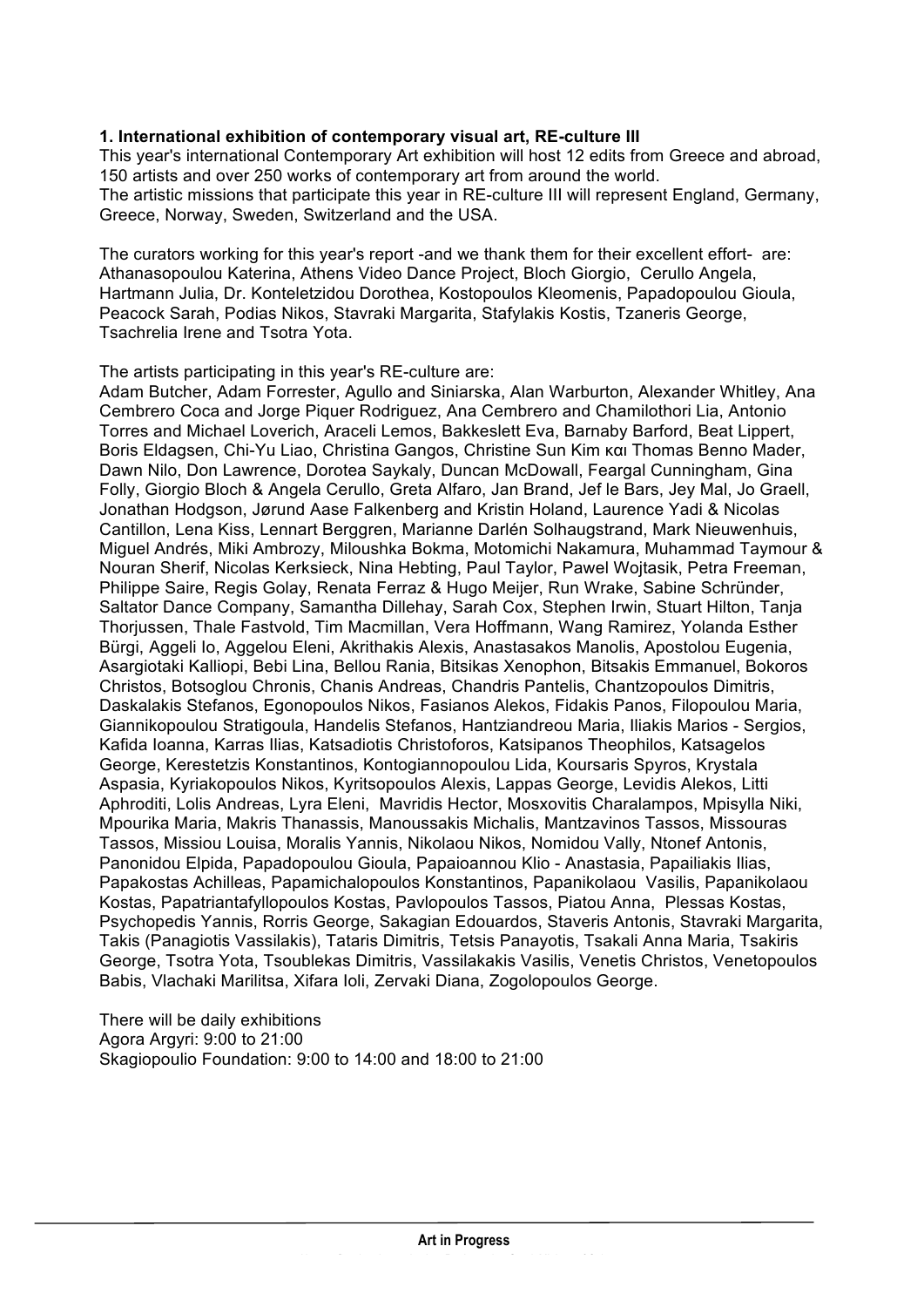**1. International exhibition of contemporary visual art, RE-culture III**

This year's international Contemporary Art exhibition will host 12 edits from Greece and abroad, 150 artists and over 250 works of contemporary art from around the world.
The artistic missions that participate this year in RE-culture III will represent England, Germany, Greece, Norway, Sweden, Switzerland and the USA.

The curators working for this year's report -and we thank them for their excellent effort- are: Athanasopoulou Katerina, Athens Video Dance Project, Bloch Giorgio, Cerullo Angela, Hartmann Julia, Dr. Konteletzidou Dorothea, Kostopoulos Kleomenis, Papadopoulou Gioula, Peacock Sarah, Podias Nikos, Stavraki Margarita, Stafylakis Kostis, Tzaneris George, Tsachrelia Irene and Tsotra Yota.

The artists participating in this year's RE-culture are:
Adam Butcher, Adam Forrester, Agullo and Siniarska, Alan Warburton, Alexander Whitley, Ana Cembrero Coca and Jorge Piquer Rodriguez, Ana Cembrero and Chamilothori Lia, Antonio Torres and Michael Loverich, Araceli Lemos, Bakkeslett Eva, Barnaby Barford, Beat Lippert, Boris Eldagsen, Chi-Yu Liao, Christina Gangos, Christine Sun Kim και Thomas Benno Mader, Dawn Nilo, Don Lawrence, Dorotea Saykaly, Duncan McDowall, Feargal Cunningham, Gina Folly, Giorgio Bloch & Angela Cerullo, Greta Alfaro, Jan Brand, Jef le Bars, Jey Mal, Jo Graell, Jonathan Hodgson, Jørund Aase Falkenberg and Kristin Holand, Laurence Yadi & Nicolas Cantillon, Lena Kiss, Lennart Berggren, Marianne Darlén Solhaugstrand, Mark Nieuwenhuis, Miguel Andrés, Miki Ambrozy, Miloushka Bokma, Motomichi Nakamura, Muhammad Taymour & Nouran Sherif, Nicolas Kerksieck, Nina Hebting, Paul Taylor, Pawel Wojtasik, Petra Freeman, Philippe Saire, Regis Golay, Renata Ferraz & Hugo Meijer, Run Wrake, Sabine Schründer, Saltator Dance Company, Samantha Dillehay, Sarah Cox, Stephen Irwin, Stuart Hilton, Tanja Thorjussen, Thale Fastvold, Tim Macmillan, Vera Hoffmann, Wang Ramirez, Yolanda Esther Bürgi, Aggeli Io, Aggelou Eleni, Akrithakis Alexis, Anastasakos Manolis, Apostolou Eugenia, Asargiotaki Kalliopi, Bebi Lina, Bellou Rania, Bitsikas Xenophon, Bitsakis Emmanuel, Bokoros Christos, Botsoglou Chronis, Chanis Andreas, Chandris Pantelis, Chantzopoulos Dimitris, Daskalakis Stefanos, Egonopoulos Nikos, Fasianos Alekos, Fidakis Panos, Filopoulou Maria, Giannikopoulou Stratigoula, Handelis Stefanos, Hantziandreou Maria, Iliakis Marios - Sergios, Kafida Ioanna, Karras Ilias, Katsadiotis Christoforos, Katsipanos Theophilos, Katsagelos George, Kerestetzis Konstantinos, Kontogiannopoulou Lida, Koursaris Spyros, Krystala Aspasia, Kyriakopoulos Nikos, Kyritsopoulos Alexis, Lappas George, Levidis Alekos, Litti Aphroditi, Lolis Andreas, Lyra Eleni, Mavridis Hector, Mosxovitis Charalampos, Mpisylla Niki, Mpourika Maria, Makris Thanassis, Manoussakis Michalis, Mantzavinos Tassos, Missouras Tassos, Missiou Louisa, Moralis Yannis, Nikolaou Nikos, Nomidou Vally, Ntonef Antonis, Panonidou Elpida, Papadopoulou Gioula, Papaioannou Klio - Anastasia, Papailiakis Ilias, Papakostas Achilleas, Papamichalopoulos Konstantinos, Papanikolaou Vasilis, Papanikolaou Kostas, Papatriantafyllopoulos Kostas, Pavlopoulos Tassos, Piatou Anna, Plessas Kostas, Psychopedis Yannis, Rorris George, Sakagian Edouardos, Staveris Antonis, Stavraki Margarita, Takis (Panagiotis Vassilakis), Tataris Dimitris, Tetsis Panayotis, Tsakali Anna Maria, Tsakiris George, Tsotra Yota, Tsoublekas Dimitris, Vassilakakis Vasilis, Venetis Christos, Venetopoulos Babis, Vlachaki Marilitsa, Xifara Ioli, Zervaki Diana, Zogolopoulos George.

There will be daily exhibitions
Agora Argyri: 9:00 to 21:00
Skagiopoulio Foundation: 9:00 to 14:00 and 18:00 to 21:00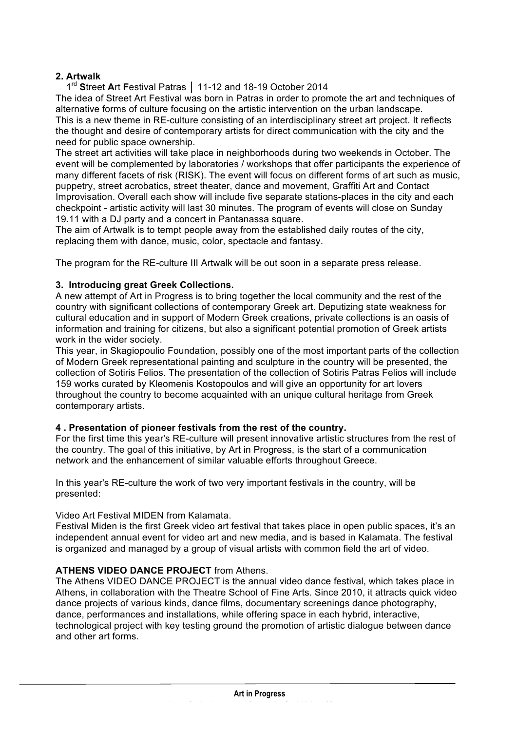## 2. Artwalk

1st **S**treet **A**rt **F**estival Patras │ 11-12 and 18-19 October 2014

The idea of Street Art Festival was born in Patras in order to promote the art and techniques of alternative forms of culture focusing on the artistic intervention on the urban landscape.
This is a new theme in RE-culture consisting of an interdisciplinary street art project. It reflects the thought and desire of contemporary artists for direct communication with the city and the need for public space ownership.
The street art activities will take place in neighborhoods during two weekends in October. The event will be complemented by laboratories / workshops that offer participants the experience of many different facets of risk (RISK). The event will focus on different forms of art such as music, puppetry, street acrobatics, street theater, dance and movement, Graffiti Art and Contact Improvisation. Overall each show will include five separate stations-places in the city and each checkpoint - artistic activity will last 30 minutes. The program of events will close on Sunday 19.11 with a DJ party and a concert in Pantanassa square.
The aim of Artwalk is to tempt people away from the established daily routes of the city, replacing them with dance, music, color, spectacle and fantasy.

The program for the RE-culture III Artwalk will be out soon in a separate press release.

## 3. Introducing great Greek Collections.

A new attempt of Art in Progress is to bring together the local community and the rest of the country with significant collections of contemporary Greek art. Deputizing state weakness for cultural education and in support of Modern Greek creations, private collections is an oasis of information and training for citizens, but also a significant potential promotion of Greek artists work in the wider society.
This year, in Skagiopoulio Foundation, possibly one of the most important parts of the collection of Modern Greek representational painting and sculpture in the country will be presented, the collection of Sotiris Felios. The presentation of the collection of Sotiris Patras Felios will include 159 works curated by Kleomenis Kostopoulos and will give an opportunity for art lovers throughout the country to become acquainted with an unique cultural heritage from Greek contemporary artists.

## 4 . Presentation of pioneer festivals from the rest of the country.

For the first time this year's RE-culture will present innovative artistic structures from the rest of the country. The goal of this initiative, by Art in Progress, is the start of a communication network and the enhancement of similar valuable efforts throughout Greece.

In this year's RE-culture the work of two very important festivals in the country, will be presented:

Video Art Festival MIDEN from Kalamata.
Festival Miden is the first Greek video art festival that takes place in open public spaces, it's an independent annual event for video art and new media, and is based in Kalamata. The festival is organized and managed by a group of visual artists with common field the art of video.

**ATHENS VIDEO DANCE PROJECT** from Athens.
The Athens VIDEO DANCE PROJECT is the annual video dance festival, which takes place in Athens, in collaboration with the Theatre School of Fine Arts. Since 2010, it attracts quick video dance projects of various kinds, dance films, documentary screenings dance photography, dance, performances and installations, while offering space in each hybrid, interactive, technological project with key testing ground the promotion of artistic dialogue between dance and other art forms.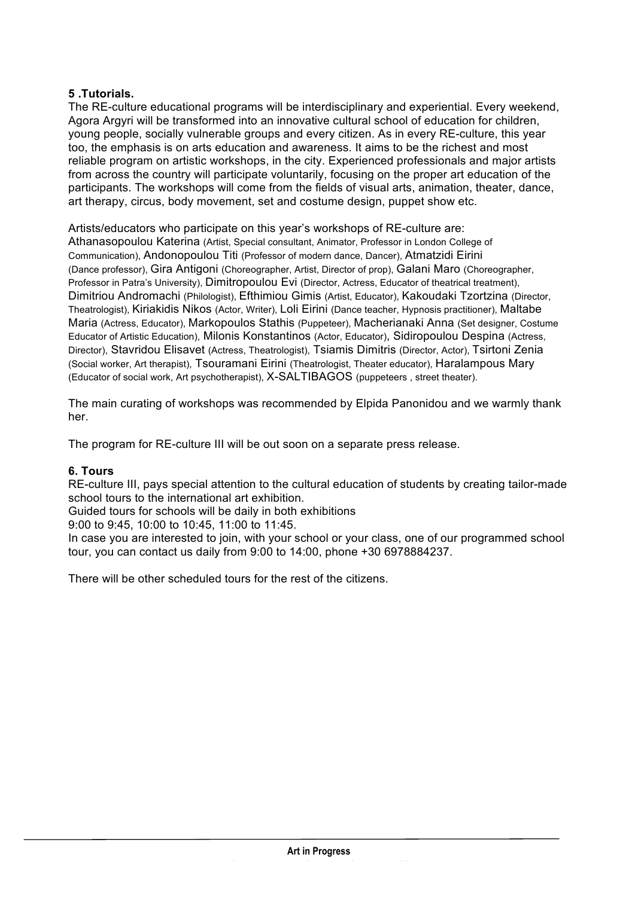**5 .Tutorials.**

The RE-culture educational programs will be interdisciplinary and experiential. Every weekend, Agora Argyri will be transformed into an innovative cultural school of education for children, young people, socially vulnerable groups and every citizen. As in every RE-culture, this year too, the emphasis is on arts education and awareness. It aims to be the richest and most reliable program on artistic workshops, in the city. Experienced professionals and major artists from across the country will participate voluntarily, focusing on the proper art education of the participants. The workshops will come from the fields of visual arts, animation, theater, dance, art therapy, circus, body movement, set and costume design, puppet show etc.

Artists/educators who participate on this year's workshops of RE-culture are:
Athanasopoulou Katerina (Artist, Special consultant, Animator, Professor in London College of Communication), Andonopoulou Titi (Professor of modern dance, Dancer), Atmatzidi Eirini (Dance professor), Gira Antigoni (Choreographer, Artist, Director of prop), Galani Maro (Choreographer, Professor in Patra's University), Dimitropoulou Evi (Director, Actress, Educator of theatrical treatment), Dimitriou Andromachi (Philologist), Efthimiou Gimis (Artist, Educator), Kakoudaki Tzortzina (Director, Theatrologist), Kiriakidis Nikos (Actor, Writer), Loli Eirini (Dance teacher, Hypnosis practitioner), Maltabe Maria (Actress, Educator), Markopoulos Stathis (Puppeteer), Macherianaki Anna (Set designer, Costume Educator of Artistic Education), Milonis Konstantinos (Actor, Educator), Sidiropoulou Despina (Actress, Director), Stavridou Elisavet (Actress, Theatrologist), Tsiamis Dimitris (Director, Actor), Tsirtoni Zenia (Social worker, Art therapist), Tsouramani Eirini (Theatrologist, Theater educator), Haralampous Mary (Educator of social work, Art psychotherapist), X-SALTIBAGOS (puppeteers , street theater).

The main curating of workshops was recommended by Elpida Panonidou and we warmly thank her.

The program for RE-culture III will be out soon on a separate press release.

**6. Tours**

RE-culture III, pays special attention to the cultural education of students by creating tailor-made school tours to the international art exhibition.
Guided tours for schools will be daily in both exhibitions
9:00 to 9:45, 10:00 to 10:45, 11:00 to 11:45.
In case you are interested to join, with your school or your class, one of our programmed school tour, you can contact us daily from 9:00 to 14:00, phone +30 6978884237.

There will be other scheduled tours for the rest of the citizens.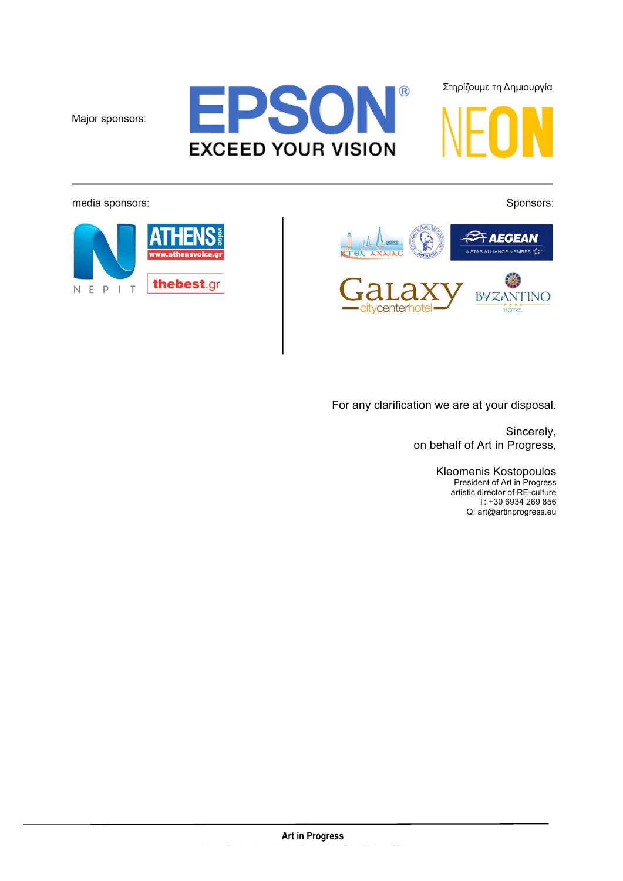Major sponsors:

EPSON EXCEED YOUR VISION

Στηρίζουμε τη Δημιουργία

NEON

media sponsors:

NEPIT

ATHENS voice www.athensvoice.gr

thebest.gr

Sponsors:

KTEA AXAIAC

AEGEAN A STAR ALLIANCE MEMBER

Galaxy citycenterhotel

BYZANTINO HOTEL

For any clarification we are at your disposal.

Sincerely,
on behalf of Art in Progress,

Kleomenis Kostopoulos
President of Art in Progress
artistic director of RE-culture
T: +30 6934 269 856
Q: art@artinprogress.eu

**Art in Progress**